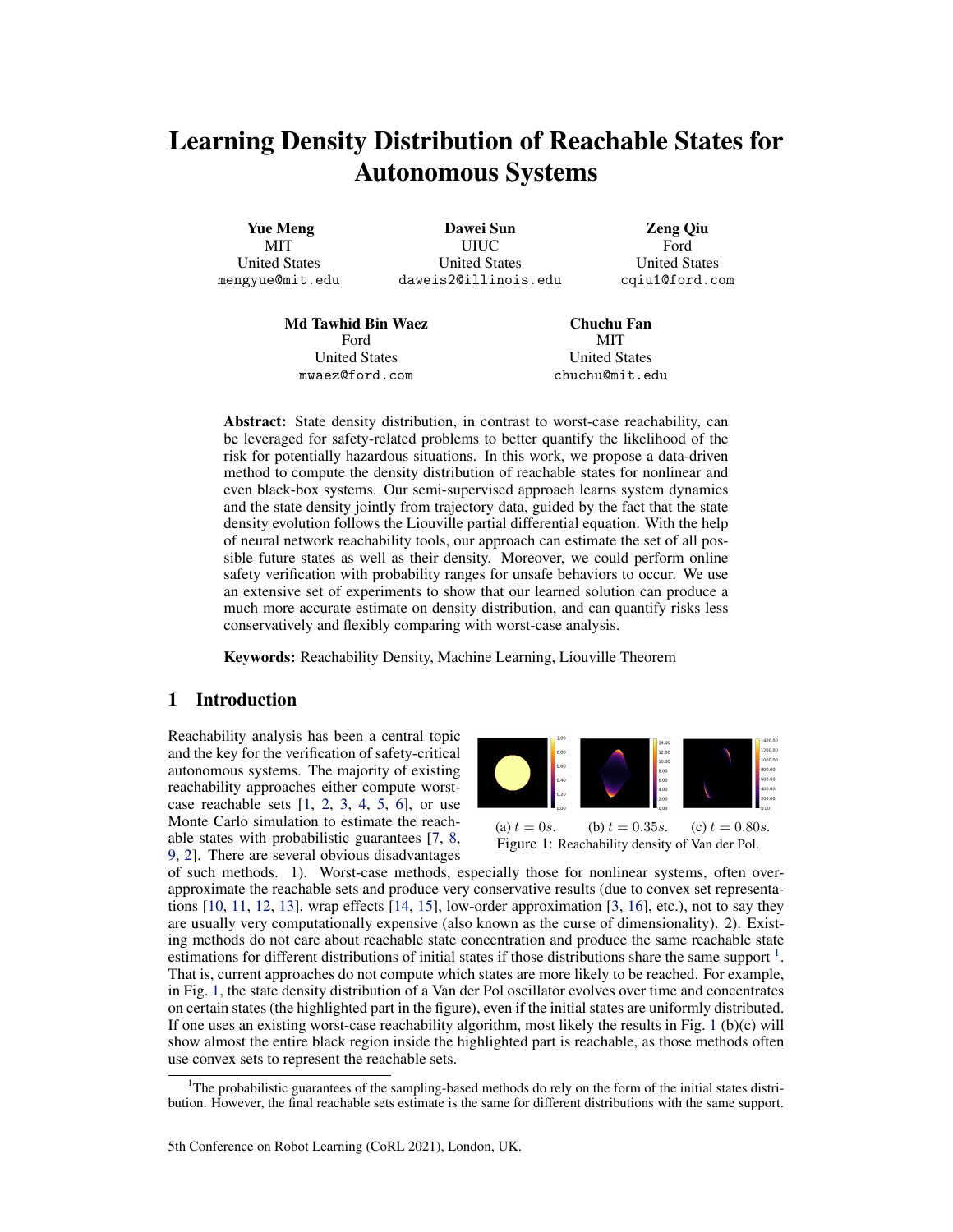# Learning Density Distribution of Reachable States for Autonomous Systems

**Yue Meng**
MIT
United States
mengyue@mit.edu

**Dawei Sun**
UIUC
United States
daweis2@illinois.edu

**Zeng Qiu**
Ford
United States
cqiu1@ford.com

**Md Tawhid Bin Waez**
Ford
United States
mwaez@ford.com

**Chuchu Fan**
MIT
United States
chuchu@mit.edu

**Abstract:** State density distribution, in contrast to worst-case reachability, can be leveraged for safety-related problems to better quantify the likelihood of the risk for potentially hazardous situations. In this work, we propose a data-driven method to compute the density distribution of reachable states for nonlinear and even black-box systems. Our semi-supervised approach learns system dynamics and the state density jointly from trajectory data, guided by the fact that the state density evolution follows the Liouville partial differential equation. With the help of neural network reachability tools, our approach can estimate the set of all possible future states as well as their density. Moreover, we could perform online safety verification with probability ranges for unsafe behaviors to occur. We use an extensive set of experiments to show that our learned solution can produce a much more accurate estimate on density distribution, and can quantify risks less conservatively and flexibly comparing with worst-case analysis.

**Keywords:** Reachability Density, Machine Learning, Liouville Theorem

## 1 Introduction

Reachability analysis has been a central topic and the key for the verification of safety-critical autonomous systems. The majority of existing reachability approaches either compute worst-case reachable sets [1, 2, 3, 4, 5, 6], or use Monte Carlo simulation to estimate the reachable states with probabilistic guarantees [7, 8, 9, 2]. There are several obvious disadvantages of such methods. 1). Worst-case methods, especially those for nonlinear systems, often over-approximate the reachable sets and produce very conservative results (due to convex set representations [10, 11, 12, 13], wrap effects [14, 15], low-order approximation [3, 16], etc.), not to say they are usually very computationally expensive (also known as the curse of dimensionality). 2). Existing methods do not care about reachable state concentration and produce the same reachable state estimations for different distributions of initial states if those distributions share the same support [1]. That is, current approaches do not compute which states are more likely to be reached. For example, in Fig. 1, the state density distribution of a Van der Pol oscillator evolves over time and concentrates on certain states (the highlighted part in the figure), even if the initial states are uniformly distributed. If one uses an existing worst-case reachability algorithm, most likely the results in Fig. 1 (b)(c) will show almost the entire black region inside the highlighted part is reachable, as those methods often use convex sets to represent the reachable sets.

(a) $t = 0s$. (b) $t = 0.35s$. (c) $t = 0.80s$.
Figure 1: Reachability density of Van der Pol.

[1] The probabilistic guarantees of the sampling-based methods do rely on the form of the initial states distribution. However, the final reachable sets estimate is the same for different distributions with the same support.

5th Conference on Robot Learning (CoRL 2021), London, UK.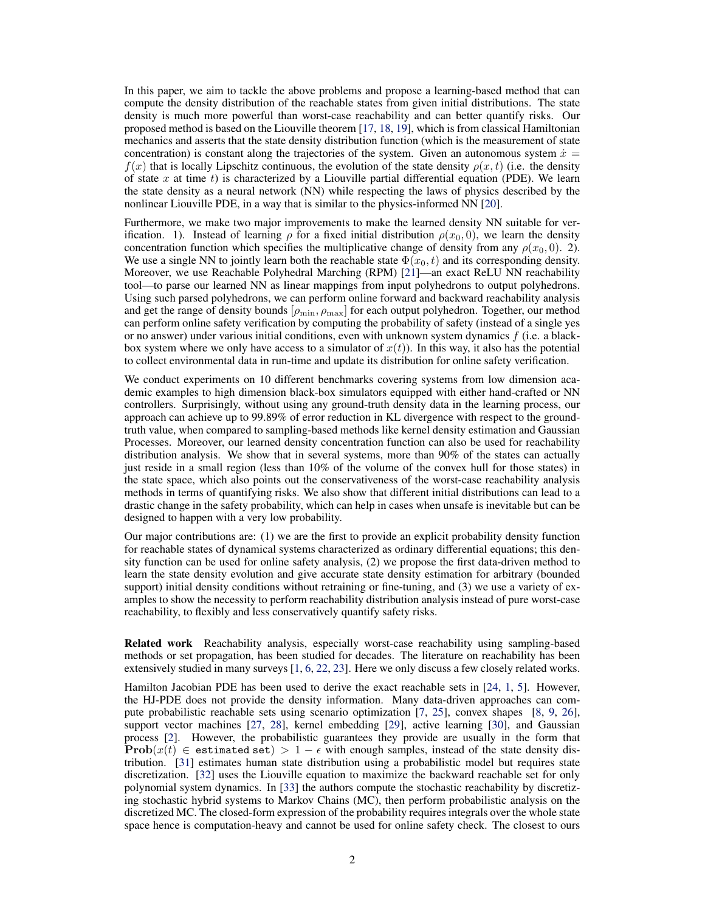In this paper, we aim to tackle the above problems and propose a learning-based method that can compute the density distribution of the reachable states from given initial distributions. The state density is much more powerful than worst-case reachability and can better quantify risks. Our proposed method is based on the Liouville theorem [17, 18, 19], which is from classical Hamiltonian mechanics and asserts that the state density distribution function (which is the measurement of state concentration) is constant along the trajectories of the system. Given an autonomous system $\dot{x} = f(x)$ that is locally Lipschitz continuous, the evolution of the state density $\rho(x, t)$ (i.e. the density of state $x$ at time $t$) is characterized by a Liouville partial differential equation (PDE). We learn the state density as a neural network (NN) while respecting the laws of physics described by the nonlinear Liouville PDE, in a way that is similar to the physics-informed NN [20].

Furthermore, we make two major improvements to make the learned density NN suitable for verification. 1). Instead of learning $\rho$ for a fixed initial distribution $\rho(x_0, 0)$, we learn the density concentration function which specifies the multiplicative change of density from any $\rho(x_0, 0)$. 2). We use a single NN to jointly learn both the reachable state $\Phi(x_0, t)$ and its corresponding density. Moreover, we use Reachable Polyhedral Marching (RPM) [21]—an exact ReLU NN reachability tool—to parse our learned NN as linear mappings from input polyhedrons to output polyhedrons. Using such parsed polyhedrons, we can perform online forward and backward reachability analysis and get the range of density bounds $[\rho_{\min}, \rho_{\max}]$ for each output polyhedron. Together, our method can perform online safety verification by computing the probability of safety (instead of a single yes or no answer) under various initial conditions, even with unknown system dynamics $f$ (i.e. a black-box system where we only have access to a simulator of $x(t)$). In this way, it also has the potential to collect environmental data in run-time and update its distribution for online safety verification.

We conduct experiments on 10 different benchmarks covering systems from low dimension academic examples to high dimension black-box simulators equipped with either hand-crafted or NN controllers. Surprisingly, without using any ground-truth density data in the learning process, our approach can achieve up to 99.89% of error reduction in KL divergence with respect to the ground-truth value, when compared to sampling-based methods like kernel density estimation and Gaussian Processes. Moreover, our learned density concentration function can also be used for reachability distribution analysis. We show that in several systems, more than 90% of the states can actually just reside in a small region (less than 10% of the volume of the convex hull for those states) in the state space, which also points out the conservativeness of the worst-case reachability analysis methods in terms of quantifying risks. We also show that different initial distributions can lead to a drastic change in the safety probability, which can help in cases when unsafe is inevitable but can be designed to happen with a very low probability.

Our major contributions are: (1) we are the first to provide an explicit probability density function for reachable states of dynamical systems characterized as ordinary differential equations; this density function can be used for online safety analysis, (2) we propose the first data-driven method to learn the state density evolution and give accurate state density estimation for arbitrary (bounded support) initial density conditions without retraining or fine-tuning, and (3) we use a variety of examples to show the necessity to perform reachability distribution analysis instead of pure worst-case reachability, to flexibly and less conservatively quantify safety risks.

**Related work** Reachability analysis, especially worst-case reachability using sampling-based methods or set propagation, has been studied for decades. The literature on reachability has been extensively studied in many surveys [1, 6, 22, 23]. Here we only discuss a few closely related works.

Hamilton Jacobian PDE has been used to derive the exact reachable sets in [24, 1, 5]. However, the HJ-PDE does not provide the density information. Many data-driven approaches can compute probabilistic reachable sets using scenario optimization [7, 25], convex shapes [8, 9, 26], support vector machines [27, 28], kernel embedding [29], active learning [30], and Gaussian process [2]. However, the probabilistic guarantees they provide are usually in the form that $\mathbf{Prob}(x(t) \in \texttt{estimated set}) > 1 - \epsilon$ with enough samples, instead of the state density distribution. [31] estimates human state distribution using a probabilistic model but requires state discretization. [32] uses the Liouville equation to maximize the backward reachable set for only polynomial system dynamics. In [33] the authors compute the stochastic reachability by discretizing stochastic hybrid systems to Markov Chains (MC), then perform probabilistic analysis on the discretized MC. The closed-form expression of the probability requires integrals over the whole state space hence is computation-heavy and cannot be used for online safety check. The closest to ours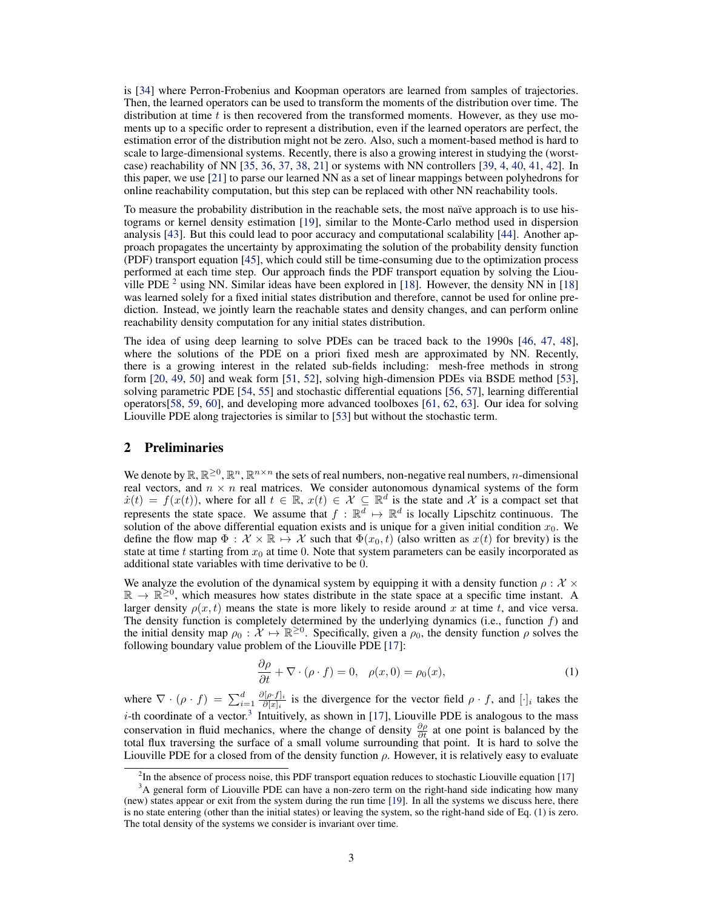is [34] where Perron-Frobenius and Koopman operators are learned from samples of trajectories. Then, the learned operators can be used to transform the moments of the distribution over time. The distribution at time $t$ is then recovered from the transformed moments. However, as they use moments up to a specific order to represent a distribution, even if the learned operators are perfect, the estimation error of the distribution might not be zero. Also, such a moment-based method is hard to scale to large-dimensional systems. Recently, there is also a growing interest in studying the (worst-case) reachability of NN [35, 36, 37, 38, 21] or systems with NN controllers [39, 4, 40, 41, 42]. In this paper, we use [21] to parse our learned NN as a set of linear mappings between polyhedrons for online reachability computation, but this step can be replaced with other NN reachability tools.

To measure the probability distribution in the reachable sets, the most naïve approach is to use histograms or kernel density estimation [19], similar to the Monte-Carlo method used in dispersion analysis [43]. But this could lead to poor accuracy and computational scalability [44]. Another approach propagates the uncertainty by approximating the solution of the probability density function (PDF) transport equation [45], which could still be time-consuming due to the optimization process performed at each time step. Our approach finds the PDF transport equation by solving the Liouville PDE [2] using NN. Similar ideas have been explored in [18]. However, the density NN in [18] was learned solely for a fixed initial states distribution and therefore, cannot be used for online prediction. Instead, we jointly learn the reachable states and density changes, and can perform online reachability density computation for any initial states distribution.

The idea of using deep learning to solve PDEs can be traced back to the 1990s [46, 47, 48], where the solutions of the PDE on a priori fixed mesh are approximated by NN. Recently, there is a growing interest in the related sub-fields including: mesh-free methods in strong form [20, 49, 50] and weak form [51, 52], solving high-dimension PDEs via BSDE method [53], solving parametric PDE [54, 55] and stochastic differential equations [56, 57], learning differential operators[58, 59, 60], and developing more advanced toolboxes [61, 62, 63]. Our idea for solving Liouville PDE along trajectories is similar to [53] but without the stochastic term.

## 2 Preliminaries

We denote by $\mathbb{R}, \mathbb{R}^{\geq 0}, \mathbb{R}^n, \mathbb{R}^{n\times n}$ the sets of real numbers, non-negative real numbers, $n$-dimensional real vectors, and $n \times n$ real matrices. We consider autonomous dynamical systems of the form $\dot{x}(t) = f(x(t))$, where for all $t \in \mathbb{R}$, $x(t) \in \mathcal{X} \subseteq \mathbb{R}^d$ is the state and $\mathcal{X}$ is a compact set that represents the state space. We assume that $f : \mathbb{R}^d \mapsto \mathbb{R}^d$ is locally Lipschitz continuous. The solution of the above differential equation exists and is unique for a given initial condition $x_0$. We define the flow map $\Phi : \mathcal{X} \times \mathbb{R} \mapsto \mathcal{X}$ such that $\Phi(x_0, t)$ (also written as $x(t)$ for brevity) is the state at time $t$ starting from $x_0$ at time 0. Note that system parameters can be easily incorporated as additional state variables with time derivative to be 0.

We analyze the evolution of the dynamical system by equipping it with a density function $\rho : \mathcal{X} \times \mathbb{R} \to \mathbb{R}^{\geq 0}$, which measures how states distribute in the state space at a specific time instant. A larger density $\rho(x, t)$ means the state is more likely to reside around $x$ at time $t$, and vice versa. The density function is completely determined by the underlying dynamics (i.e., function $f$) and the initial density map $\rho_0 : \mathcal{X} \mapsto \mathbb{R}^{\geq 0}$. Specifically, given a $\rho_0$, the density function $\rho$ solves the following boundary value problem of the Liouville PDE [17]:

$$\frac{\partial \rho}{\partial t} + \nabla \cdot (\rho \cdot f) = 0, \quad \rho(x, 0) = \rho_0(x), \tag{1}$$

where $\nabla \cdot (\rho \cdot f) = \sum_{i=1}^{d} \frac{\partial [\rho \cdot f]_i}{\partial [x]_i}$ is the divergence for the vector field $\rho \cdot f$, and $[\cdot]_i$ takes the $i$-th coordinate of a vector.[3] Intuitively, as shown in [17], Liouville PDE is analogous to the mass conservation in fluid mechanics, where the change of density $\frac{\partial \rho}{\partial t}$ at one point is balanced by the total flux traversing the surface of a small volume surrounding that point. It is hard to solve the Liouville PDE for a closed from of the density function $\rho$. However, it is relatively easy to evaluate

[2] In the absence of process noise, this PDF transport equation reduces to stochastic Liouville equation [17]

[3] A general form of Liouville PDE can have a non-zero term on the right-hand side indicating how many (new) states appear or exit from the system during the run time [19]. In all the systems we discuss here, there is no state entering (other than the initial states) or leaving the system, so the right-hand side of Eq. (1) is zero. The total density of the systems we consider is invariant over time.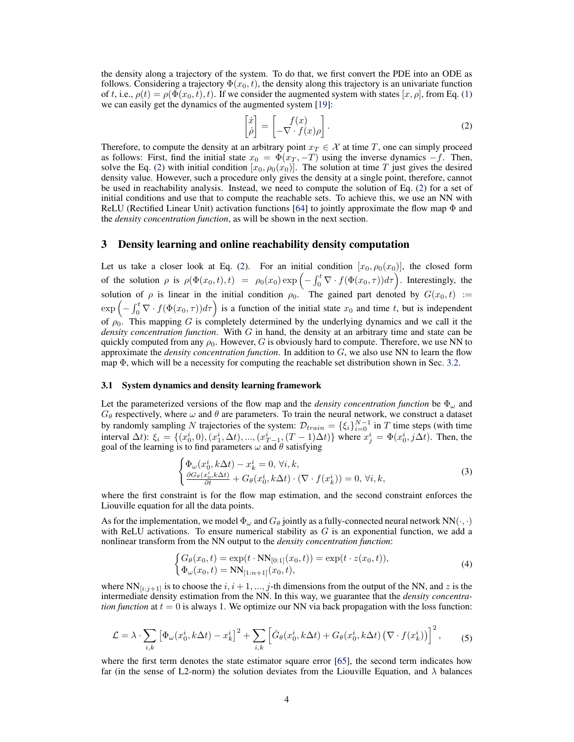the density along a trajectory of the system. To do that, we first convert the PDE into an ODE as follows. Considering a trajectory $\Phi(x_0, t)$, the density along this trajectory is an univariate function of $t$, i.e., $\rho(t) = \rho(\Phi(x_0, t), t)$. If we consider the augmented system with states $[x, \rho]$, from Eq. (1) we can easily get the dynamics of the augmented system [19]:

$$
\begin{bmatrix} \dot{x} \\ \dot{\rho} \end{bmatrix} = \begin{bmatrix} f(x) \\ -\nabla \cdot f(x)\rho \end{bmatrix}. \tag{2}
$$

Therefore, to compute the density at an arbitrary point $x_T \in \mathcal{X}$ at time $T$, one can simply proceed as follows: First, find the initial state $x_0 = \Phi(x_T, -T)$ using the inverse dynamics $-f$. Then, solve the Eq. (2) with initial condition $[x_0, \rho_0(x_0)]$. The solution at time $T$ just gives the desired density value. However, such a procedure only gives the density at a single point, therefore, cannot be used in reachability analysis. Instead, we need to compute the solution of Eq. (2) for a set of initial conditions and use that to compute the reachable sets. To achieve this, we use an NN with ReLU (Rectified Linear Unit) activation functions [64] to jointly approximate the flow map $\Phi$ and the *density concentration function*, as will be shown in the next section.

# 3 Density learning and online reachability density computation

Let us take a closer look at Eq. (2). For an initial condition $[x_0, \rho_0(x_0)]$, the closed form of the solution $\rho$ is $\rho(\Phi(x_0, t), t) = \rho_0(x_0) \exp\left(-\int_0^t \nabla \cdot f(\Phi(x_0, \tau)) d\tau\right)$. Interestingly, the solution of $\rho$ is linear in the initial condition $\rho_0$. The gained part denoted by $G(x_0, t) := \exp\left(-\int_0^t \nabla \cdot f(\Phi(x_0, \tau)) d\tau\right)$ is a function of the initial state $x_0$ and time $t$, but is independent of $\rho_0$. This mapping $G$ is completely determined by the underlying dynamics and we call it the *density concentration function*. With $G$ in hand, the density at an arbitrary time and state can be quickly computed from any $\rho_0$. However, $G$ is obviously hard to compute. Therefore, we use NN to approximate the *density concentration function*. In addition to $G$, we also use NN to learn the flow map $\Phi$, which will be a necessity for computing the reachable set distribution shown in Sec. 3.2.

## 3.1 System dynamics and density learning framework

Let the parameterized versions of the flow map and the *density concentration function* be $\Phi_\omega$ and $G_\theta$ respectively, where $\omega$ and $\theta$ are parameters. To train the neural network, we construct a dataset by randomly sampling $N$ trajectories of the system: $\mathcal{D}_{train} = \{\xi_i\}_{i=0}^{N-1}$ in $T$ time steps (with time interval $\Delta t$): $\xi_i = \{(x_0^i, 0), (x_1^i, \Delta t), ..., (x_{T-1}^i, (T-1)\Delta t)\}$ where $x_j^i = \Phi(x_0^i, j\Delta t)$. Then, the goal of the learning is to find parameters $\omega$ and $\theta$ satisfying

$$
\begin{cases} \Phi_\omega(x_0^i, k\Delta t) - x_k^i = 0, \ \forall i, k, \\ \frac{\partial G_\theta(x_0^i, k\Delta t)}{\partial t} + G_\theta(x_0^i, k\Delta t) \cdot (\nabla \cdot f(x_k^i)) = 0, \ \forall i, k, \end{cases} \tag{3}
$$

where the first constraint is for the flow map estimation, and the second constraint enforces the Liouville equation for all the data points.

As for the implementation, we model $\Phi_\omega$ and $G_\theta$ jointly as a fully-connected neural network $\mathrm{NN}(\cdot, \cdot)$ with ReLU activations. To ensure numerical stability as $G$ is an exponential function, we add a nonlinear transform from the NN output to the *density concentration function*:

$$
\begin{cases} G_\theta(x_0, t) = \exp(t \cdot \mathrm{NN}_{[0:1]}(x_0, t)) = \exp(t \cdot z(x_0, t)), \\ \Phi_\omega(x_0, t) = \mathrm{NN}_{[1:n+1]}(x_0, t), \end{cases} \tag{4}
$$

where $\mathrm{NN}_{[i:j+1]}$ is to choose the $i, i+1, ..., j$-th dimensions from the output of the NN, and $z$ is the intermediate density estimation from the NN. In this way, we guarantee that the *density concentration function* at $t = 0$ is always 1. We optimize our NN via back propagation with the loss function:

$$
\mathcal{L} = \lambda \cdot \sum_{i,k} \left[\Phi_\omega(x_0^i, k\Delta t) - x_k^i\right]^2 + \sum_{i,k} \left[\dot{G}_\theta(x_0^i, k\Delta t) + G_\theta(x_0^i, k\Delta t) \left(\nabla \cdot f(x_k^i)\right)\right]^2, \tag{5}
$$

where the first term denotes the state estimator square error [65], the second term indicates how far (in the sense of L2-norm) the solution deviates from the Liouville Equation, and $\lambda$ balances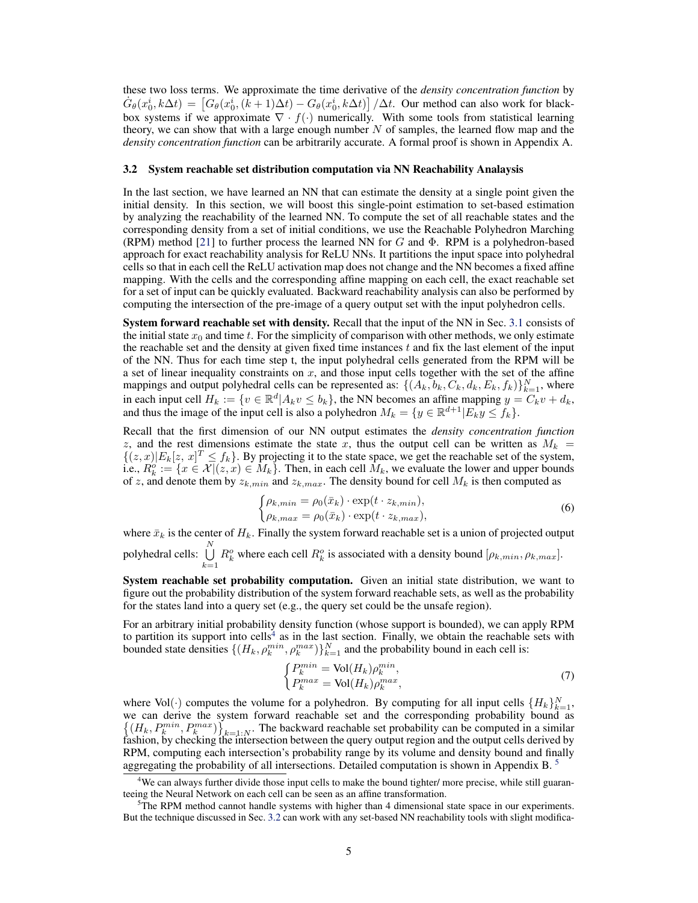these two loss terms. We approximate the time derivative of the *density concentration function* by $\dot{G}_\theta(x_0^i, k\Delta t) = \left[G_\theta(x_0^i, (k+1)\Delta t) - G_\theta(x_0^i, k\Delta t)\right]/\Delta t$. Our method can also work for black-box systems if we approximate $\nabla \cdot f(\cdot)$ numerically. With some tools from statistical learning theory, we can show that with a large enough number $N$ of samples, the learned flow map and the *density concentration function* can be arbitrarily accurate. A formal proof is shown in Appendix A.

### 3.2 System reachable set distribution computation via NN Reachability Anaalysis

In the last section, we have learned an NN that can estimate the density at a single point given the initial density. In this section, we will boost this single-point estimation to set-based estimation by analyzing the reachability of the learned NN. To compute the set of all reachable states and the corresponding density from a set of initial conditions, we use the Reachable Polyhedron Marching (RPM) method [21] to further process the learned NN for $G$ and $\Phi$. RPM is a polyhedron-based approach for exact reachability analysis for ReLU NNs. It partitions the input space into polyhedral cells so that in each cell the ReLU activation map does not change and the NN becomes a fixed affine mapping. With the cells and the corresponding affine mapping on each cell, the exact reachable set for a set of input can be quickly evaluated. Backward reachability analysis can also be performed by computing the intersection of the pre-image of a query output set with the input polyhedron cells.

**System forward reachable set with density.** Recall that the input of the NN in Sec. 3.1 consists of the initial state $x_0$ and time $t$. For the simplicity of comparison with other methods, we only estimate the reachable set and the density at given fixed time instances $t$ and fix the last element of the input of the NN. Thus for each time step t, the input polyhedral cells generated from the RPM will be a set of linear inequality constraints on $x$, and those input cells together with the set of the affine mappings and output polyhedral cells can be represented as: $\{(A_k, b_k, C_k, d_k, E_k, f_k)\}_{k=1}^N$, where in each input cell $H_k := \{v \in \mathbb{R}^d | A_k v \leq b_k\}$, the NN becomes an affine mapping $y = C_k v + d_k$, and thus the image of the input cell is also a polyhedron $M_k = \{y \in \mathbb{R}^{d+1} | E_k y \leq f_k\}$.

Recall that the first dimension of our NN output estimates the *density concentration function* $z$, and the rest dimensions estimate the state $x$, thus the output cell can be written as $M_k = \{(z, x) | E_k [z,\ x]^T \leq f_k\}$. By projecting it to the state space, we get the reachable set of the system, i.e., $R_k^o := \{x \in \mathcal{X} | (z, x) \in M_k\}$. Then, in each cell $M_k$, we evaluate the lower and upper bounds of $z$, and denote them by $z_{k,min}$ and $z_{k,max}$. The density bound for cell $M_k$ is then computed as

$$
\begin{cases}
\rho_{k,min} = \rho_0(\bar{x}_k) \cdot \exp(t \cdot z_{k,min}), \\
\rho_{k,max} = \rho_0(\bar{x}_k) \cdot \exp(t \cdot z_{k,max}),
\end{cases}
\tag{6}
$$

where $\bar{x}_k$ is the center of $H_k$. Finally the system forward reachable set is a union of projected output polyhedral cells: $\bigcup_{k=1}^{N} R_k^o$ where each cell $R_k^o$ is associated with a density bound $[\rho_{k,min}, \rho_{k,max}]$.

**System reachable set probability computation.** Given an initial state distribution, we want to figure out the probability distribution of the system forward reachable sets, as well as the probability for the states land into a query set (e.g., the query set could be the unsafe region).

For an arbitrary initial probability density function (whose support is bounded), we can apply RPM to partition its support into cells[4] as in the last section. Finally, we obtain the reachable sets with bounded state densities $\{(H_k, \rho_k^{min}, \rho_k^{max})\}_{k=1}^N$ and the probability bound in each cell is:

$$
\begin{cases}
P_k^{min} = \text{Vol}(H_k)\rho_k^{min}, \\
P_k^{max} = \text{Vol}(H_k)\rho_k^{max},
\end{cases}
\tag{7}
$$

where $\text{Vol}(\cdot)$ computes the volume for a polyhedron. By computing for all input cells $\{H_k\}_{k=1}^N$, we can derive the system forward reachable set and the corresponding probability bound as $\left\{(H_k, P_k^{min}, P_k^{max})\right\}_{k=1:N}$. The backward reachable set probability can be computed in a similar fashion, by checking the intersection between the query output region and the output cells derived by RPM, computing each intersection's probability range by its volume and density bound and finally aggregating the probability of all intersections. Detailed computation is shown in Appendix B. [5]

[4] We can always further divide those input cells to make the bound tighter/ more precise, while still guaranteeing the Neural Network on each cell can be seen as an affine transformation.

[5] The RPM method cannot handle systems with higher than 4 dimensional state space in our experiments. But the technique discussed in Sec. 3.2 can work with any set-based NN reachability tools with slight modifica-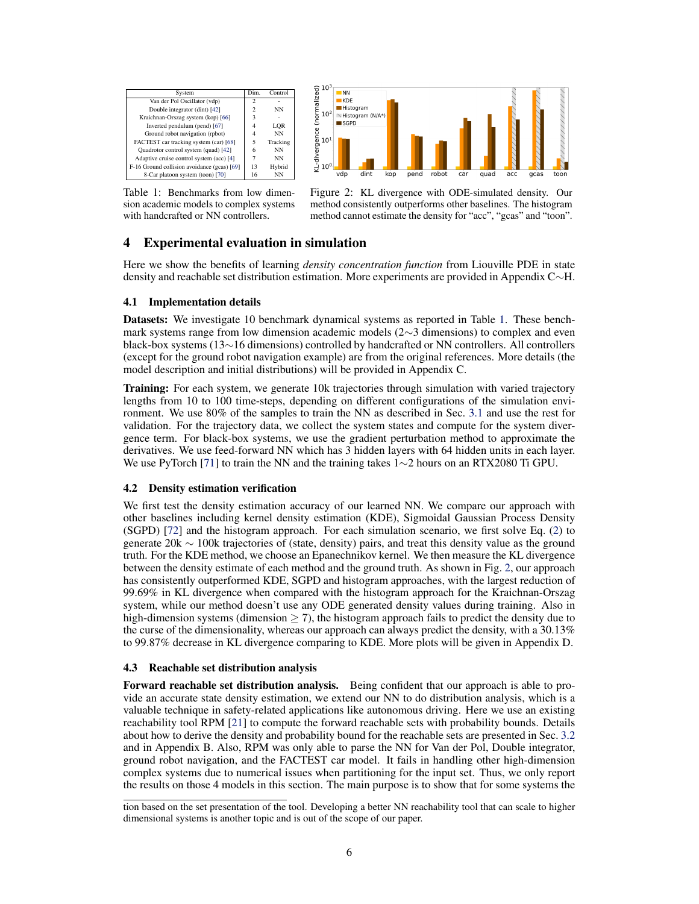| System | Dim. | Control |
|---|---|---|
| Van der Pol Oscillator (vdp) | 2 | - |
| Double integrator (dint) [42] | 2 | NN |
| Kraichnan-Orszag system (kop) [66] | 3 | - |
| Inverted pendulum (pend) [67] | 4 | LQR |
| Ground robot navigation (rpbot) | 4 | NN |
| FACTEST car tracking system (car) [68] | 5 | Tracking |
| Quadrotor control system (quad) [42] | 6 | NN |
| Adaptive cruise control system (acc) [4] | 7 | NN |
| F-16 Ground collision avoidance (gcas) [69] | 13 | Hybrid |
| 8-Car platoon system (toon) [70] | 16 | NN |

Table 1: Benchmarks from low dimension academic models to complex systems with handcrafted or NN controllers.

Figure 2: KL divergence with ODE-simulated density. Our method consistently outperforms other baselines. The histogram method cannot estimate the density for "acc", "gcas" and "toon".

## 4 Experimental evaluation in simulation

Here we show the benefits of learning *density concentration function* from Liouville PDE in state density and reachable set distribution estimation. More experiments are provided in Appendix C∼H.

### 4.1 Implementation details

**Datasets:** We investigate 10 benchmark dynamical systems as reported in Table 1. These benchmark systems range from low dimension academic models (2∼3 dimensions) to complex and even black-box systems (13∼16 dimensions) controlled by handcrafted or NN controllers. All controllers (except for the ground robot navigation example) are from the original references. More details (the model description and initial distributions) will be provided in Appendix C.

**Training:** For each system, we generate 10k trajectories through simulation with varied trajectory lengths from 10 to 100 time-steps, depending on different configurations of the simulation environment. We use 80% of the samples to train the NN as described in Sec. 3.1 and use the rest for validation. For the trajectory data, we collect the system states and compute for the system divergence term. For black-box systems, we use the gradient perturbation method to approximate the derivatives. We use feed-forward NN which has 3 hidden layers with 64 hidden units in each layer. We use PyTorch [71] to train the NN and the training takes 1∼2 hours on an RTX2080 Ti GPU.

### 4.2 Density estimation verification

We first test the density estimation accuracy of our learned NN. We compare our approach with other baselines including kernel density estimation (KDE), Sigmoidal Gaussian Process Density (SGPD) [72] and the histogram approach. For each simulation scenario, we first solve Eq. (2) to generate 20k ∼ 100k trajectories of (state, density) pairs, and treat this density value as the ground truth. For the KDE method, we choose an Epanechnikov kernel. We then measure the KL divergence between the density estimate of each method and the ground truth. As shown in Fig. 2, our approach has consistently outperformed KDE, SGPD and histogram approaches, with the largest reduction of 99.69% in KL divergence when compared with the histogram approach for the Kraichnan-Orszag system, while our method doesn't use any ODE generated density values during training. Also in high-dimension systems (dimension $\geq 7$), the histogram approach fails to predict the density due to the curse of the dimensionality, whereas our approach can always predict the density, with a 30.13% to 99.87% decrease in KL divergence comparing to KDE. More plots will be given in Appendix D.

### 4.3 Reachable set distribution analysis

**Forward reachable set distribution analysis.** Being confident that our approach is able to provide an accurate state density estimation, we extend our NN to do distribution analysis, which is a valuable technique in safety-related applications like autonomous driving. Here we use an existing reachability tool RPM [21] to compute the forward reachable sets with probability bounds. Details about how to derive the density and probability bound for the reachable sets are presented in Sec. 3.2 and in Appendix B. Also, RPM was only able to parse the NN for Van der Pol, Double integrator, ground robot navigation, and the FACTEST car model. It fails in handling other high-dimension complex systems due to numerical issues when partitioning for the input set. Thus, we only report the results on those 4 models in this section. The main purpose is to show that for some systems the

tion based on the set presentation of the tool. Developing a better NN reachability tool that can scale to higher dimensional systems is another topic and is out of the scope of our paper.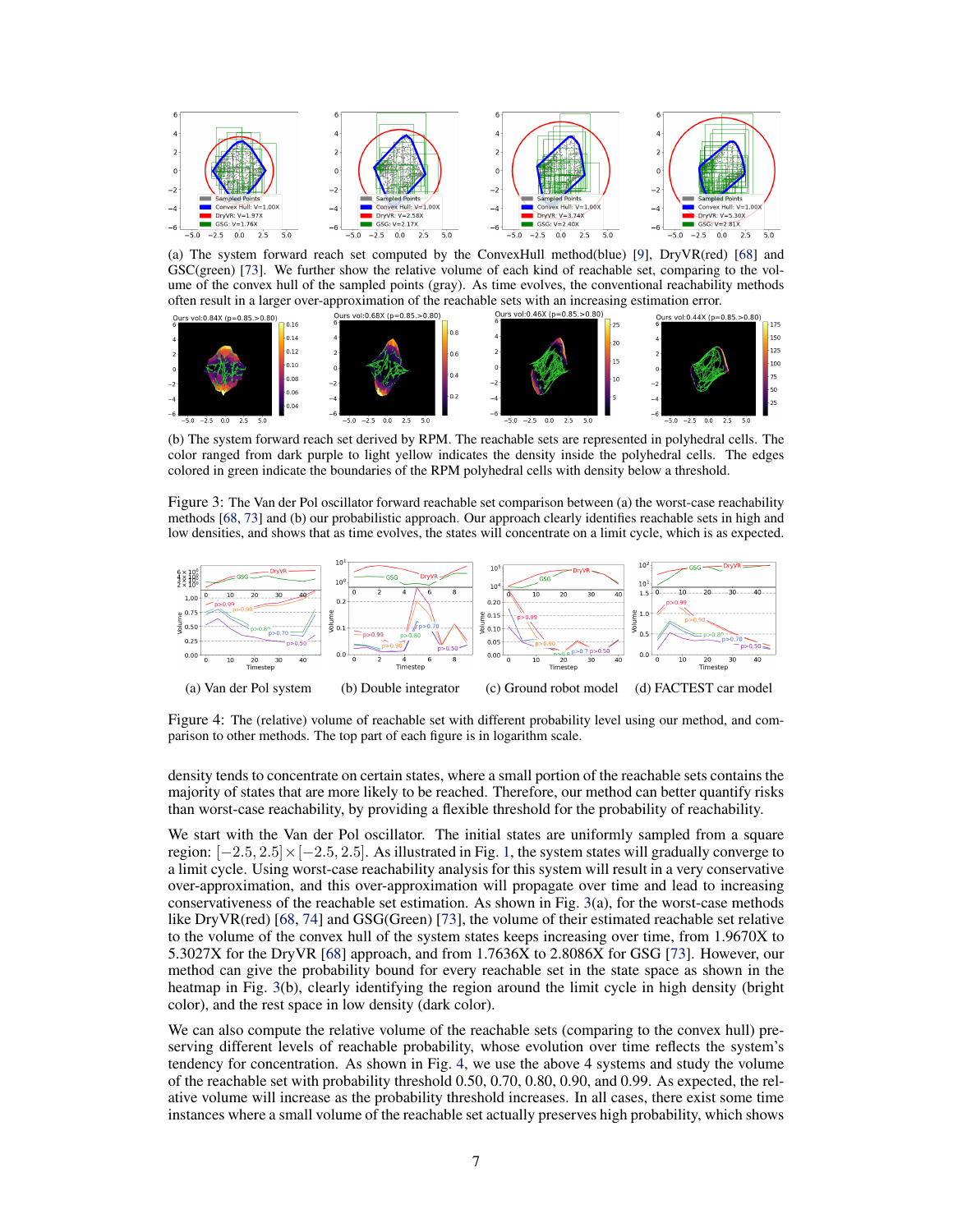(a) The system forward reach set computed by the ConvexHull method(blue) [9], DryVR(red) [68] and GSC(green) [73]. We further show the relative volume of each kind of reachable set, comparing to the volume of the convex hull of the sampled points (gray). As time evolves, the conventional reachability methods often result in a larger over-approximation of the reachable sets with an increasing estimation error.

(b) The system forward reach set derived by RPM. The reachable sets are represented in polyhedral cells. The color ranged from dark purple to light yellow indicates the density inside the polyhedral cells. The edges colored in green indicate the boundaries of the RPM polyhedral cells with density below a threshold.

Figure 3: The Van der Pol oscillator forward reachable set comparison between (a) the worst-case reachability methods [68, 73] and (b) our probabilistic approach. Our approach clearly identifies reachable sets in high and low densities, and shows that as time evolves, the states will concentrate on a limit cycle, which is as expected.

(a) Van der Pol system (b) Double integrator (c) Ground robot model (d) FACTEST car model

Figure 4: The (relative) volume of reachable set with different probability level using our method, and comparison to other methods. The top part of each figure is in logarithm scale.

density tends to concentrate on certain states, where a small portion of the reachable sets contains the majority of states that are more likely to be reached. Therefore, our method can better quantify risks than worst-case reachability, by providing a flexible threshold for the probability of reachability.

We start with the Van der Pol oscillator. The initial states are uniformly sampled from a square region: $[-2.5, 2.5] \times [-2.5, 2.5]$. As illustrated in Fig. 1, the system states will gradually converge to a limit cycle. Using worst-case reachability analysis for this system will result in a very conservative over-approximation, and this over-approximation will propagate over time and lead to increasing conservativeness of the reachable set estimation. As shown in Fig. 3(a), for the worst-case methods like DryVR(red) [68, 74] and GSG(Green) [73], the volume of their estimated reachable set relative to the volume of the convex hull of the system states keeps increasing over time, from 1.9670X to 5.3027X for the DryVR [68] approach, and from 1.7636X to 2.8086X for GSG [73]. However, our method can give the probability bound for every reachable set in the state space as shown in the heatmap in Fig. 3(b), clearly identifying the region around the limit cycle in high density (bright color), and the rest space in low density (dark color).

We can also compute the relative volume of the reachable sets (comparing to the convex hull) preserving different levels of reachable probability, whose evolution over time reflects the system's tendency for concentration. As shown in Fig. 4, we use the above 4 systems and study the volume of the reachable set with probability threshold 0.50, 0.70, 0.80, 0.90, and 0.99. As expected, the relative volume will increase as the probability threshold increases. In all cases, there exist some time instances where a small volume of the reachable set actually preserves high probability, which shows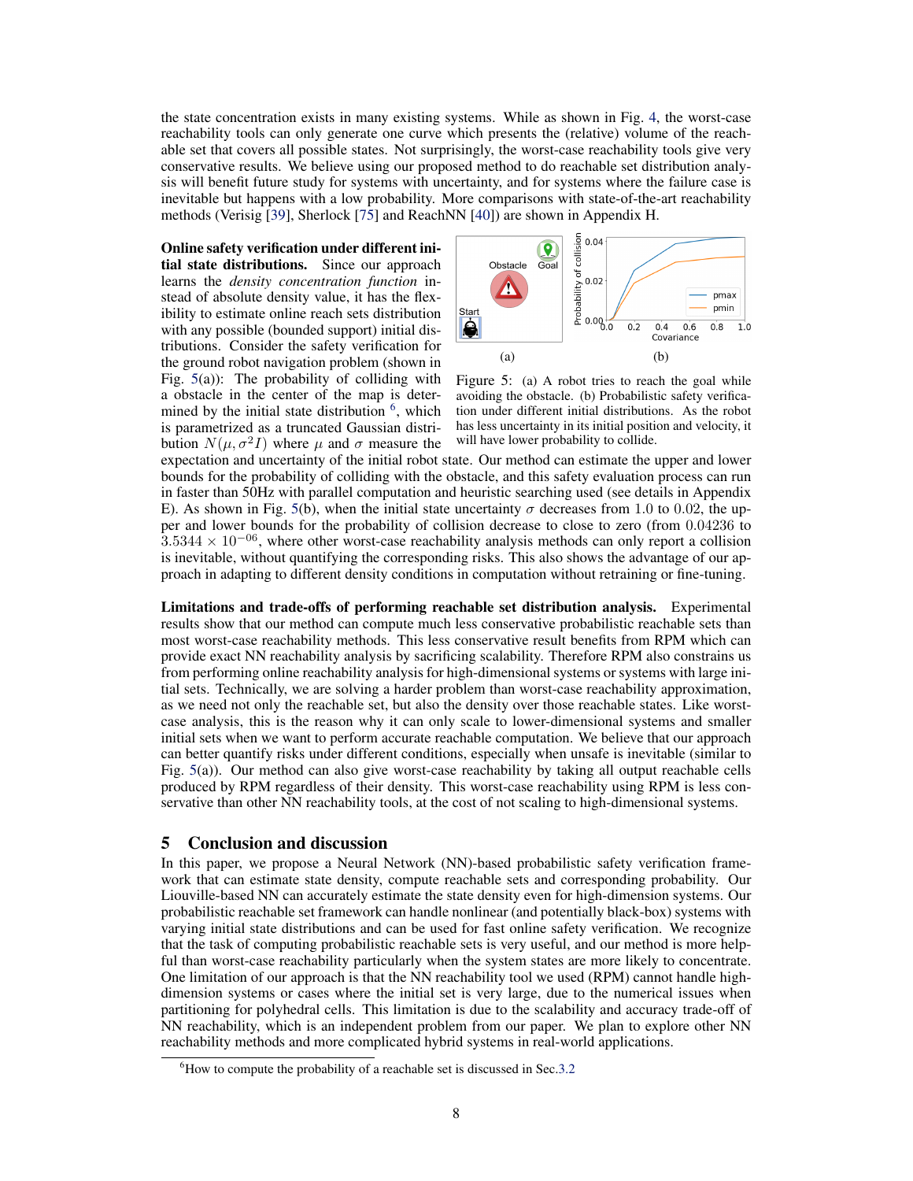the state concentration exists in many existing systems. While as shown in Fig. 4, the worst-case reachability tools can only generate one curve which presents the (relative) volume of the reachable set that covers all possible states. Not surprisingly, the worst-case reachability tools give very conservative results. We believe using our proposed method to do reachable set distribution analysis will benefit future study for systems with uncertainty, and for systems where the failure case is inevitable but happens with a low probability. More comparisons with state-of-the-art reachability methods (Verisig [39], Sherlock [75] and ReachNN [40]) are shown in Appendix H.

**Online safety verification under different initial state distributions.** Since our approach learns the *density concentration function* instead of absolute density value, it has the flexibility to estimate online reach sets distribution with any possible (bounded support) initial distributions. Consider the safety verification for the ground robot navigation problem (shown in Fig. 5(a)): The probability of colliding with a obstacle in the center of the map is determined by the initial state distribution [6], which is parametrized as a truncated Gaussian distribution $N(\mu, \sigma^2 I)$ where $\mu$ and $\sigma$ measure the expectation and uncertainty of the initial robot state. Our method can estimate the upper and lower bounds for the probability of colliding with the obstacle, and this safety evaluation process can run in faster than 50Hz with parallel computation and heuristic searching used (see details in Appendix E). As shown in Fig. 5(b), when the initial state uncertainty $\sigma$ decreases from 1.0 to 0.02, the upper and lower bounds for the probability of collision decrease to close to zero (from 0.04236 to $3.5344 \times 10^{-06}$, where other worst-case reachability analysis methods can only report a collision is inevitable, without quantifying the corresponding risks. This also shows the advantage of our approach in adapting to different density conditions in computation without retraining or fine-tuning.

Figure 5: (a) A robot tries to reach the goal while avoiding the obstacle. (b) Probabilistic safety verification under different initial distributions. As the robot has less uncertainty in its initial position and velocity, it will have lower probability to collide.

**Limitations and trade-offs of performing reachable set distribution analysis.** Experimental results show that our method can compute much less conservative probabilistic reachable sets than most worst-case reachability methods. This less conservative result benefits from RPM which can provide exact NN reachability analysis by sacrificing scalability. Therefore RPM also constrains us from performing online reachability analysis for high-dimensional systems or systems with large initial sets. Technically, we are solving a harder problem than worst-case reachability approximation, as we need not only the reachable set, but also the density over those reachable states. Like worst-case analysis, this is the reason why it can only scale to lower-dimensional systems and smaller initial sets when we want to perform accurate reachable computation. We believe that our approach can better quantify risks under different conditions, especially when unsafe is inevitable (similar to Fig. 5(a)). Our method can also give worst-case reachability by taking all output reachable cells produced by RPM regardless of their density. This worst-case reachability using RPM is less conservative than other NN reachability tools, at the cost of not scaling to high-dimensional systems.

## 5 Conclusion and discussion

In this paper, we propose a Neural Network (NN)-based probabilistic safety verification framework that can estimate state density, compute reachable sets and corresponding probability. Our Liouville-based NN can accurately estimate the state density even for high-dimension systems. Our probabilistic reachable set framework can handle nonlinear (and potentially black-box) systems with varying initial state distributions and can be used for fast online safety verification. We recognize that the task of computing probabilistic reachable sets is very useful, and our method is more helpful than worst-case reachability particularly when the system states are more likely to concentrate. One limitation of our approach is that the NN reachability tool we used (RPM) cannot handle high-dimension systems or cases where the initial set is very large, due to the numerical issues when partitioning for polyhedral cells. This limitation is due to the scalability and accuracy trade-off of NN reachability, which is an independent problem from our paper. We plan to explore other NN reachability methods and more complicated hybrid systems in real-world applications.

[6] How to compute the probability of a reachable set is discussed in Sec.3.2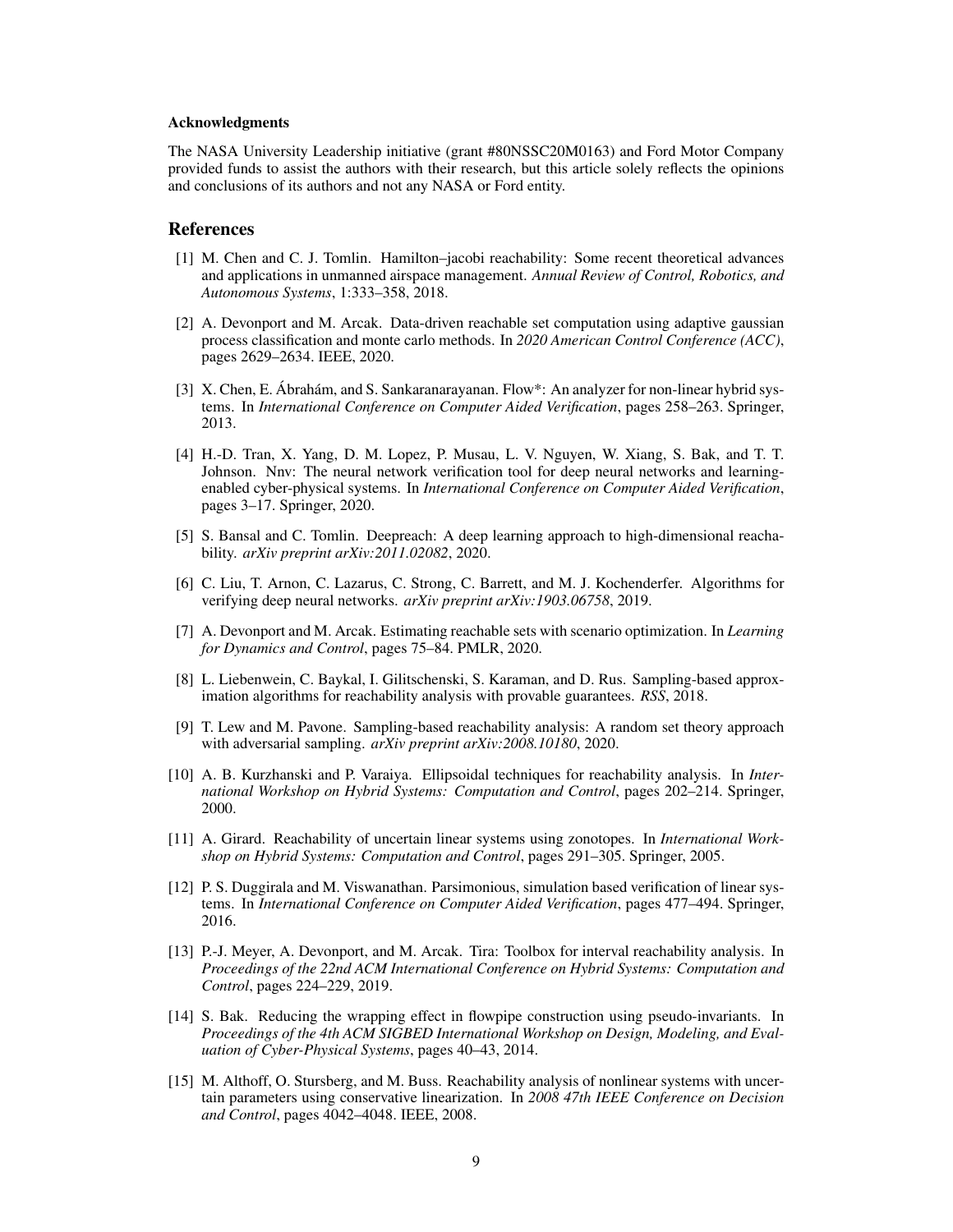### Acknowledgments

The NASA University Leadership initiative (grant #80NSSC20M0163) and Ford Motor Company provided funds to assist the authors with their research, but this article solely reflects the opinions and conclusions of its authors and not any NASA or Ford entity.

## References

[1] M. Chen and C. J. Tomlin. Hamilton–jacobi reachability: Some recent theoretical advances and applications in unmanned airspace management. *Annual Review of Control, Robotics, and Autonomous Systems*, 1:333–358, 2018.

[2] A. Devonport and M. Arcak. Data-driven reachable set computation using adaptive gaussian process classification and monte carlo methods. In *2020 American Control Conference (ACC)*, pages 2629–2634. IEEE, 2020.

[3] X. Chen, E. Ábrahám, and S. Sankaranarayanan. Flow*: An analyzer for non-linear hybrid systems. In *International Conference on Computer Aided Verification*, pages 258–263. Springer, 2013.

[4] H.-D. Tran, X. Yang, D. M. Lopez, P. Musau, L. V. Nguyen, W. Xiang, S. Bak, and T. T. Johnson. Nnv: The neural network verification tool for deep neural networks and learning-enabled cyber-physical systems. In *International Conference on Computer Aided Verification*, pages 3–17. Springer, 2020.

[5] S. Bansal and C. Tomlin. Deepreach: A deep learning approach to high-dimensional reachability. *arXiv preprint arXiv:2011.02082*, 2020.

[6] C. Liu, T. Arnon, C. Lazarus, C. Strong, C. Barrett, and M. J. Kochenderfer. Algorithms for verifying deep neural networks. *arXiv preprint arXiv:1903.06758*, 2019.

[7] A. Devonport and M. Arcak. Estimating reachable sets with scenario optimization. In *Learning for Dynamics and Control*, pages 75–84. PMLR, 2020.

[8] L. Liebenwein, C. Baykal, I. Gilitschenski, S. Karaman, and D. Rus. Sampling-based approximation algorithms for reachability analysis with provable guarantees. *RSS*, 2018.

[9] T. Lew and M. Pavone. Sampling-based reachability analysis: A random set theory approach with adversarial sampling. *arXiv preprint arXiv:2008.10180*, 2020.

[10] A. B. Kurzhanski and P. Varaiya. Ellipsoidal techniques for reachability analysis. In *International Workshop on Hybrid Systems: Computation and Control*, pages 202–214. Springer, 2000.

[11] A. Girard. Reachability of uncertain linear systems using zonotopes. In *International Workshop on Hybrid Systems: Computation and Control*, pages 291–305. Springer, 2005.

[12] P. S. Duggirala and M. Viswanathan. Parsimonious, simulation based verification of linear systems. In *International Conference on Computer Aided Verification*, pages 477–494. Springer, 2016.

[13] P.-J. Meyer, A. Devonport, and M. Arcak. Tira: Toolbox for interval reachability analysis. In *Proceedings of the 22nd ACM International Conference on Hybrid Systems: Computation and Control*, pages 224–229, 2019.

[14] S. Bak. Reducing the wrapping effect in flowpipe construction using pseudo-invariants. In *Proceedings of the 4th ACM SIGBED International Workshop on Design, Modeling, and Evaluation of Cyber-Physical Systems*, pages 40–43, 2014.

[15] M. Althoff, O. Stursberg, and M. Buss. Reachability analysis of nonlinear systems with uncertain parameters using conservative linearization. In *2008 47th IEEE Conference on Decision and Control*, pages 4042–4048. IEEE, 2008.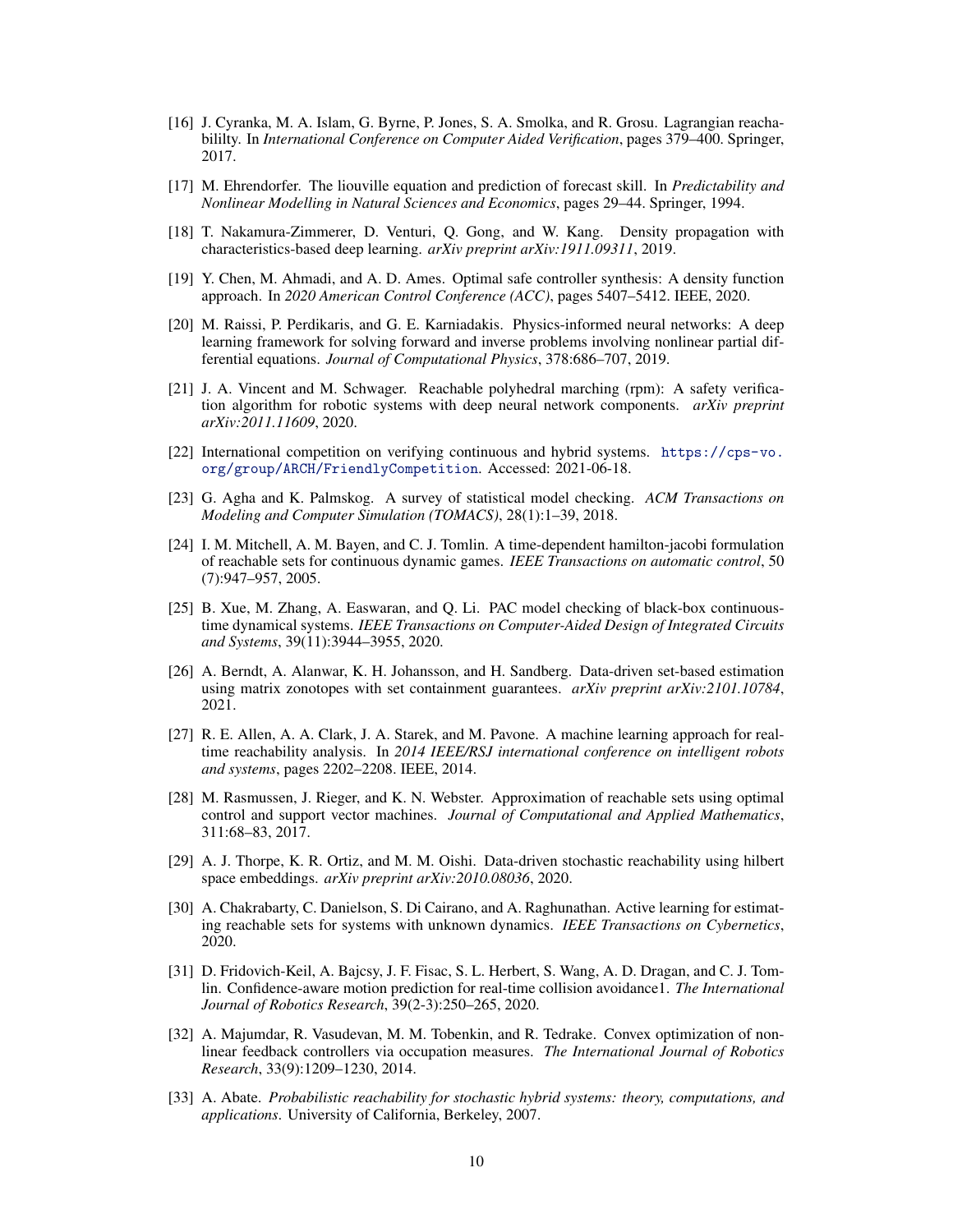- [16] J. Cyranka, M. A. Islam, G. Byrne, P. Jones, S. A. Smolka, and R. Grosu. Lagrangian reachabililty. In *International Conference on Computer Aided Verification*, pages 379–400. Springer, 2017.
- [17] M. Ehrendorfer. The liouville equation and prediction of forecast skill. In *Predictability and Nonlinear Modelling in Natural Sciences and Economics*, pages 29–44. Springer, 1994.
- [18] T. Nakamura-Zimmerer, D. Venturi, Q. Gong, and W. Kang. Density propagation with characteristics-based deep learning. *arXiv preprint arXiv:1911.09311*, 2019.
- [19] Y. Chen, M. Ahmadi, and A. D. Ames. Optimal safe controller synthesis: A density function approach. In *2020 American Control Conference (ACC)*, pages 5407–5412. IEEE, 2020.
- [20] M. Raissi, P. Perdikaris, and G. E. Karniadakis. Physics-informed neural networks: A deep learning framework for solving forward and inverse problems involving nonlinear partial differential equations. *Journal of Computational Physics*, 378:686–707, 2019.
- [21] J. A. Vincent and M. Schwager. Reachable polyhedral marching (rpm): A safety verification algorithm for robotic systems with deep neural network components. *arXiv preprint arXiv:2011.11609*, 2020.
- [22] International competition on verifying continuous and hybrid systems. https://cps-vo.org/group/ARCH/FriendlyCompetition. Accessed: 2021-06-18.
- [23] G. Agha and K. Palmskog. A survey of statistical model checking. *ACM Transactions on Modeling and Computer Simulation (TOMACS)*, 28(1):1–39, 2018.
- [24] I. M. Mitchell, A. M. Bayen, and C. J. Tomlin. A time-dependent hamilton-jacobi formulation of reachable sets for continuous dynamic games. *IEEE Transactions on automatic control*, 50 (7):947–957, 2005.
- [25] B. Xue, M. Zhang, A. Easwaran, and Q. Li. PAC model checking of black-box continuous-time dynamical systems. *IEEE Transactions on Computer-Aided Design of Integrated Circuits and Systems*, 39(11):3944–3955, 2020.
- [26] A. Berndt, A. Alanwar, K. H. Johansson, and H. Sandberg. Data-driven set-based estimation using matrix zonotopes with set containment guarantees. *arXiv preprint arXiv:2101.10784*, 2021.
- [27] R. E. Allen, A. A. Clark, J. A. Starek, and M. Pavone. A machine learning approach for real-time reachability analysis. In *2014 IEEE/RSJ international conference on intelligent robots and systems*, pages 2202–2208. IEEE, 2014.
- [28] M. Rasmussen, J. Rieger, and K. N. Webster. Approximation of reachable sets using optimal control and support vector machines. *Journal of Computational and Applied Mathematics*, 311:68–83, 2017.
- [29] A. J. Thorpe, K. R. Ortiz, and M. M. Oishi. Data-driven stochastic reachability using hilbert space embeddings. *arXiv preprint arXiv:2010.08036*, 2020.
- [30] A. Chakrabarty, C. Danielson, S. Di Cairano, and A. Raghunathan. Active learning for estimating reachable sets for systems with unknown dynamics. *IEEE Transactions on Cybernetics*, 2020.
- [31] D. Fridovich-Keil, A. Bajcsy, J. F. Fisac, S. L. Herbert, S. Wang, A. D. Dragan, and C. J. Tomlin. Confidence-aware motion prediction for real-time collision avoidance1. *The International Journal of Robotics Research*, 39(2-3):250–265, 2020.
- [32] A. Majumdar, R. Vasudevan, M. M. Tobenkin, and R. Tedrake. Convex optimization of nonlinear feedback controllers via occupation measures. *The International Journal of Robotics Research*, 33(9):1209–1230, 2014.
- [33] A. Abate. *Probabilistic reachability for stochastic hybrid systems: theory, computations, and applications*. University of California, Berkeley, 2007.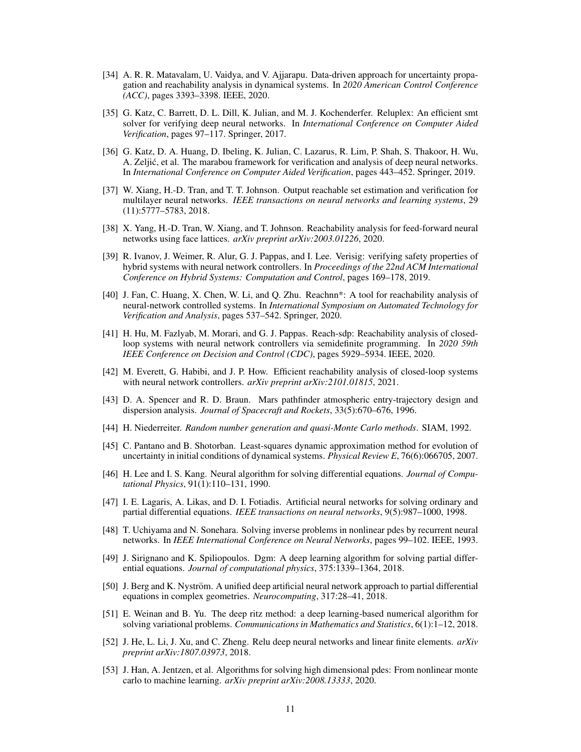[34] A. R. R. Matavalam, U. Vaidya, and V. Ajjarapu. Data-driven approach for uncertainty propagation and reachability analysis in dynamical systems. In *2020 American Control Conference (ACC)*, pages 3393–3398. IEEE, 2020.

[35] G. Katz, C. Barrett, D. L. Dill, K. Julian, and M. J. Kochenderfer. Reluplex: An efficient smt solver for verifying deep neural networks. In *International Conference on Computer Aided Verification*, pages 97–117. Springer, 2017.

[36] G. Katz, D. A. Huang, D. Ibeling, K. Julian, C. Lazarus, R. Lim, P. Shah, S. Thakoor, H. Wu, A. Zeljić, et al. The marabou framework for verification and analysis of deep neural networks. In *International Conference on Computer Aided Verification*, pages 443–452. Springer, 2019.

[37] W. Xiang, H.-D. Tran, and T. T. Johnson. Output reachable set estimation and verification for multilayer neural networks. *IEEE transactions on neural networks and learning systems*, 29 (11):5777–5783, 2018.

[38] X. Yang, H.-D. Tran, W. Xiang, and T. Johnson. Reachability analysis for feed-forward neural networks using face lattices. *arXiv preprint arXiv:2003.01226*, 2020.

[39] R. Ivanov, J. Weimer, R. Alur, G. J. Pappas, and I. Lee. Verisig: verifying safety properties of hybrid systems with neural network controllers. In *Proceedings of the 22nd ACM International Conference on Hybrid Systems: Computation and Control*, pages 169–178, 2019.

[40] J. Fan, C. Huang, X. Chen, W. Li, and Q. Zhu. Reachnn*: A tool for reachability analysis of neural-network controlled systems. In *International Symposium on Automated Technology for Verification and Analysis*, pages 537–542. Springer, 2020.

[41] H. Hu, M. Fazlyab, M. Morari, and G. J. Pappas. Reach-sdp: Reachability analysis of closed-loop systems with neural network controllers via semidefinite programming. In *2020 59th IEEE Conference on Decision and Control (CDC)*, pages 5929–5934. IEEE, 2020.

[42] M. Everett, G. Habibi, and J. P. How. Efficient reachability analysis of closed-loop systems with neural network controllers. *arXiv preprint arXiv:2101.01815*, 2021.

[43] D. A. Spencer and R. D. Braun. Mars pathfinder atmospheric entry-trajectory design and dispersion analysis. *Journal of Spacecraft and Rockets*, 33(5):670–676, 1996.

[44] H. Niederreiter. *Random number generation and quasi-Monte Carlo methods*. SIAM, 1992.

[45] C. Pantano and B. Shotorban. Least-squares dynamic approximation method for evolution of uncertainty in initial conditions of dynamical systems. *Physical Review E*, 76(6):066705, 2007.

[46] H. Lee and I. S. Kang. Neural algorithm for solving differential equations. *Journal of Computational Physics*, 91(1):110–131, 1990.

[47] I. E. Lagaris, A. Likas, and D. I. Fotiadis. Artificial neural networks for solving ordinary and partial differential equations. *IEEE transactions on neural networks*, 9(5):987–1000, 1998.

[48] T. Uchiyama and N. Sonehara. Solving inverse problems in nonlinear pdes by recurrent neural networks. In *IEEE International Conference on Neural Networks*, pages 99–102. IEEE, 1993.

[49] J. Sirignano and K. Spiliopoulos. Dgm: A deep learning algorithm for solving partial differential equations. *Journal of computational physics*, 375:1339–1364, 2018.

[50] J. Berg and K. Nyström. A unified deep artificial neural network approach to partial differential equations in complex geometries. *Neurocomputing*, 317:28–41, 2018.

[51] E. Weinan and B. Yu. The deep ritz method: a deep learning-based numerical algorithm for solving variational problems. *Communications in Mathematics and Statistics*, 6(1):1–12, 2018.

[52] J. He, L. Li, J. Xu, and C. Zheng. Relu deep neural networks and linear finite elements. *arXiv preprint arXiv:1807.03973*, 2018.

[53] J. Han, A. Jentzen, et al. Algorithms for solving high dimensional pdes: From nonlinear monte carlo to machine learning. *arXiv preprint arXiv:2008.13333*, 2020.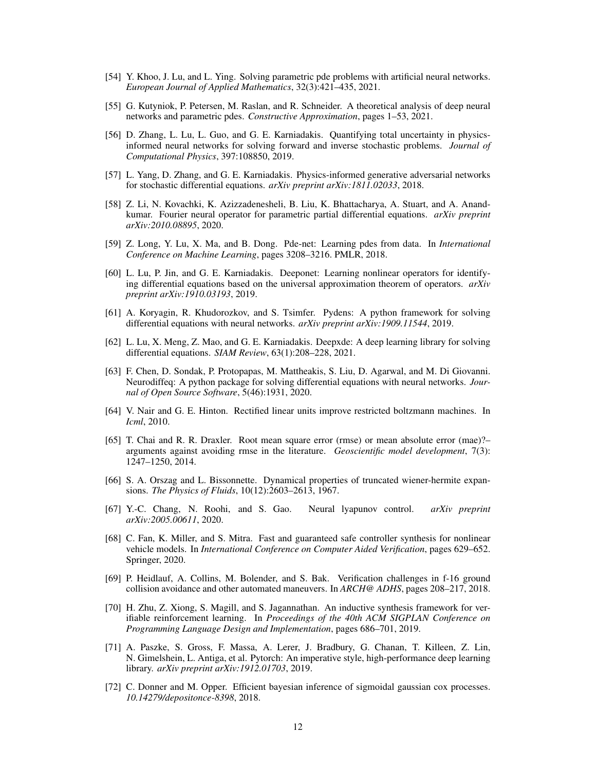[54] Y. Khoo, J. Lu, and L. Ying. Solving parametric pde problems with artificial neural networks. *European Journal of Applied Mathematics*, 32(3):421–435, 2021.

[55] G. Kutyniok, P. Petersen, M. Raslan, and R. Schneider. A theoretical analysis of deep neural networks and parametric pdes. *Constructive Approximation*, pages 1–53, 2021.

[56] D. Zhang, L. Lu, L. Guo, and G. E. Karniadakis. Quantifying total uncertainty in physics-informed neural networks for solving forward and inverse stochastic problems. *Journal of Computational Physics*, 397:108850, 2019.

[57] L. Yang, D. Zhang, and G. E. Karniadakis. Physics-informed generative adversarial networks for stochastic differential equations. *arXiv preprint arXiv:1811.02033*, 2018.

[58] Z. Li, N. Kovachki, K. Azizzadenesheli, B. Liu, K. Bhattacharya, A. Stuart, and A. Anandkumar. Fourier neural operator for parametric partial differential equations. *arXiv preprint arXiv:2010.08895*, 2020.

[59] Z. Long, Y. Lu, X. Ma, and B. Dong. Pde-net: Learning pdes from data. In *International Conference on Machine Learning*, pages 3208–3216. PMLR, 2018.

[60] L. Lu, P. Jin, and G. E. Karniadakis. Deeponet: Learning nonlinear operators for identifying differential equations based on the universal approximation theorem of operators. *arXiv preprint arXiv:1910.03193*, 2019.

[61] A. Koryagin, R. Khudorozkov, and S. Tsimfer. Pydens: A python framework for solving differential equations with neural networks. *arXiv preprint arXiv:1909.11544*, 2019.

[62] L. Lu, X. Meng, Z. Mao, and G. E. Karniadakis. Deepxde: A deep learning library for solving differential equations. *SIAM Review*, 63(1):208–228, 2021.

[63] F. Chen, D. Sondak, P. Protopapas, M. Mattheakis, S. Liu, D. Agarwal, and M. Di Giovanni. Neurodiffeq: A python package for solving differential equations with neural networks. *Journal of Open Source Software*, 5(46):1931, 2020.

[64] V. Nair and G. E. Hinton. Rectified linear units improve restricted boltzmann machines. In *Icml*, 2010.

[65] T. Chai and R. R. Draxler. Root mean square error (rmse) or mean absolute error (mae)?– arguments against avoiding rmse in the literature. *Geoscientific model development*, 7(3): 1247–1250, 2014.

[66] S. A. Orszag and L. Bissonnette. Dynamical properties of truncated wiener-hermite expansions. *The Physics of Fluids*, 10(12):2603–2613, 1967.

[67] Y.-C. Chang, N. Roohi, and S. Gao. Neural lyapunov control. *arXiv preprint arXiv:2005.00611*, 2020.

[68] C. Fan, K. Miller, and S. Mitra. Fast and guaranteed safe controller synthesis for nonlinear vehicle models. In *International Conference on Computer Aided Verification*, pages 629–652. Springer, 2020.

[69] P. Heidlauf, A. Collins, M. Bolender, and S. Bak. Verification challenges in f-16 ground collision avoidance and other automated maneuvers. In *ARCH@ ADHS*, pages 208–217, 2018.

[70] H. Zhu, Z. Xiong, S. Magill, and S. Jagannathan. An inductive synthesis framework for verifiable reinforcement learning. In *Proceedings of the 40th ACM SIGPLAN Conference on Programming Language Design and Implementation*, pages 686–701, 2019.

[71] A. Paszke, S. Gross, F. Massa, A. Lerer, J. Bradbury, G. Chanan, T. Killeen, Z. Lin, N. Gimelshein, L. Antiga, et al. Pytorch: An imperative style, high-performance deep learning library. *arXiv preprint arXiv:1912.01703*, 2019.

[72] C. Donner and M. Opper. Efficient bayesian inference of sigmoidal gaussian cox processes. *10.14279/depositonce-8398*, 2018.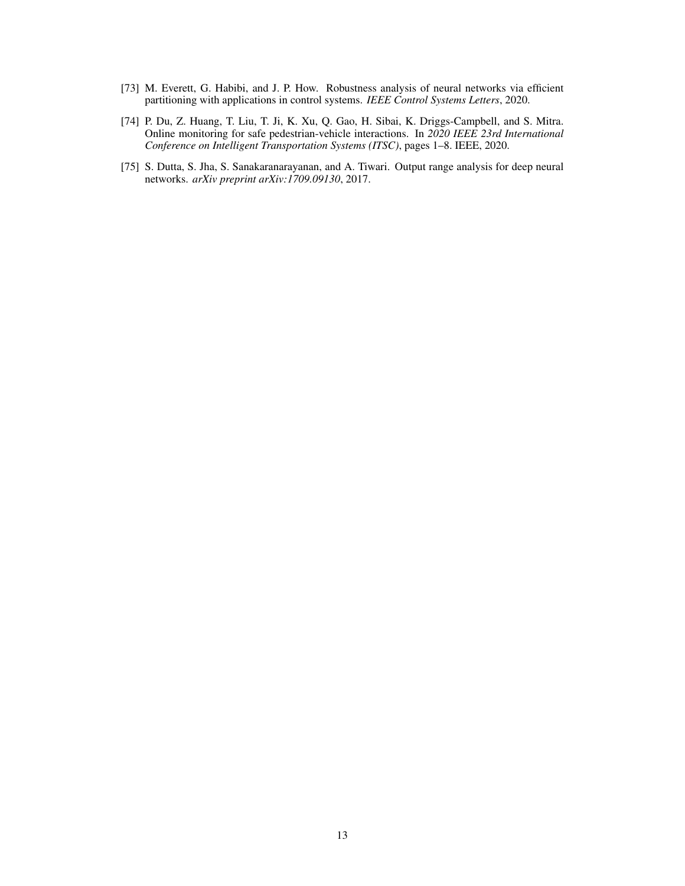[73] M. Everett, G. Habibi, and J. P. How. Robustness analysis of neural networks via efficient partitioning with applications in control systems. *IEEE Control Systems Letters*, 2020.

[74] P. Du, Z. Huang, T. Liu, T. Ji, K. Xu, Q. Gao, H. Sibai, K. Driggs-Campbell, and S. Mitra. Online monitoring for safe pedestrian-vehicle interactions. In *2020 IEEE 23rd International Conference on Intelligent Transportation Systems (ITSC)*, pages 1–8. IEEE, 2020.

[75] S. Dutta, S. Jha, S. Sanakaranarayanan, and A. Tiwari. Output range analysis for deep neural networks. *arXiv preprint arXiv:1709.09130*, 2017.